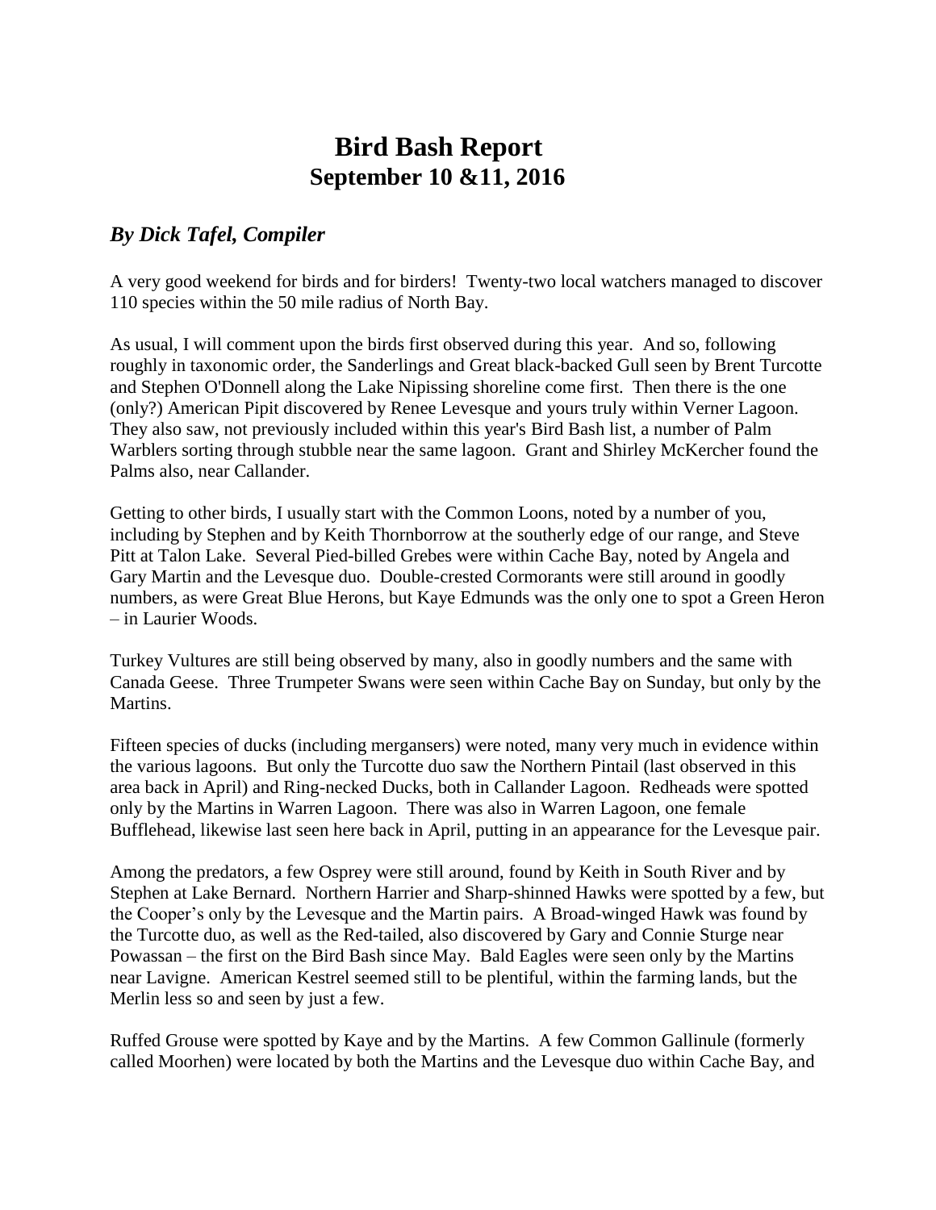# Bird Bash Report
## September 10 &11, 2016

### *By Dick Tafel, Compiler*

A very good weekend for birds and for birders! Twenty-two local watchers managed to discover 110 species within the 50 mile radius of North Bay.

As usual, I will comment upon the birds first observed during this year. And so, following roughly in taxonomic order, the Sanderlings and Great black-backed Gull seen by Brent Turcotte and Stephen O'Donnell along the Lake Nipissing shoreline come first. Then there is the one (only?) American Pipit discovered by Renee Levesque and yours truly within Verner Lagoon. They also saw, not previously included within this year's Bird Bash list, a number of Palm Warblers sorting through stubble near the same lagoon. Grant and Shirley McKercher found the Palms also, near Callander.

Getting to other birds, I usually start with the Common Loons, noted by a number of you, including by Stephen and by Keith Thornborrow at the southerly edge of our range, and Steve Pitt at Talon Lake. Several Pied-billed Grebes were within Cache Bay, noted by Angela and Gary Martin and the Levesque duo. Double-crested Cormorants were still around in goodly numbers, as were Great Blue Herons, but Kaye Edmunds was the only one to spot a Green Heron – in Laurier Woods.

Turkey Vultures are still being observed by many, also in goodly numbers and the same with Canada Geese. Three Trumpeter Swans were seen within Cache Bay on Sunday, but only by the Martins.

Fifteen species of ducks (including mergansers) were noted, many very much in evidence within the various lagoons. But only the Turcotte duo saw the Northern Pintail (last observed in this area back in April) and Ring-necked Ducks, both in Callander Lagoon. Redheads were spotted only by the Martins in Warren Lagoon. There was also in Warren Lagoon, one female Bufflehead, likewise last seen here back in April, putting in an appearance for the Levesque pair.

Among the predators, a few Osprey were still around, found by Keith in South River and by Stephen at Lake Bernard. Northern Harrier and Sharp-shinned Hawks were spotted by a few, but the Cooper's only by the Levesque and the Martin pairs. A Broad-winged Hawk was found by the Turcotte duo, as well as the Red-tailed, also discovered by Gary and Connie Sturge near Powassan – the first on the Bird Bash since May. Bald Eagles were seen only by the Martins near Lavigne. American Kestrel seemed still to be plentiful, within the farming lands, but the Merlin less so and seen by just a few.

Ruffed Grouse were spotted by Kaye and by the Martins. A few Common Gallinule (formerly called Moorhen) were located by both the Martins and the Levesque duo within Cache Bay, and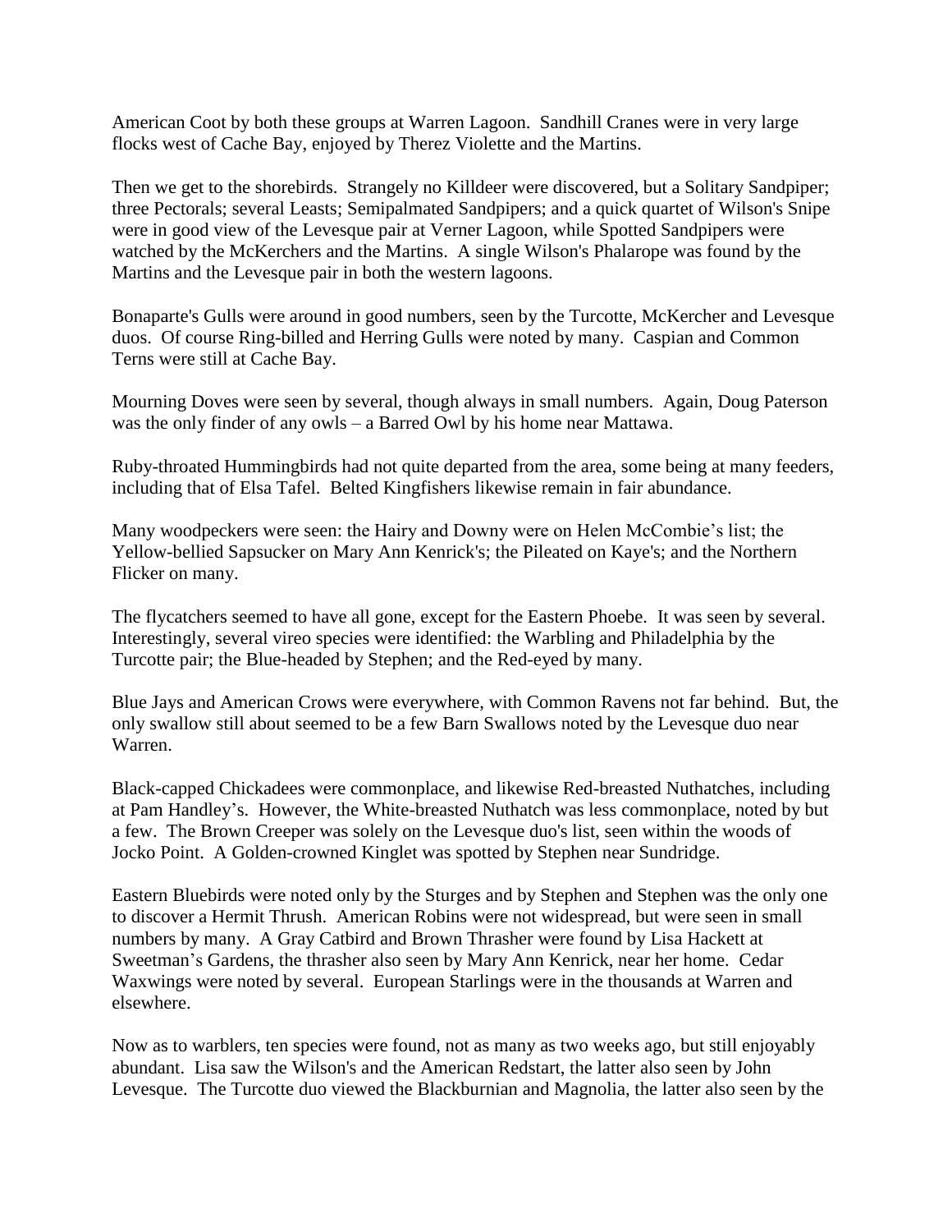American Coot by both these groups at Warren Lagoon. Sandhill Cranes were in very large flocks west of Cache Bay, enjoyed by Therez Violette and the Martins.

Then we get to the shorebirds. Strangely no Killdeer were discovered, but a Solitary Sandpiper; three Pectorals; several Leasts; Semipalmated Sandpipers; and a quick quartet of Wilson's Snipe were in good view of the Levesque pair at Verner Lagoon, while Spotted Sandpipers were watched by the McKerchers and the Martins. A single Wilson's Phalarope was found by the Martins and the Levesque pair in both the western lagoons.

Bonaparte's Gulls were around in good numbers, seen by the Turcotte, McKercher and Levesque duos. Of course Ring-billed and Herring Gulls were noted by many. Caspian and Common Terns were still at Cache Bay.

Mourning Doves were seen by several, though always in small numbers. Again, Doug Paterson was the only finder of any owls – a Barred Owl by his home near Mattawa.

Ruby-throated Hummingbirds had not quite departed from the area, some being at many feeders, including that of Elsa Tafel. Belted Kingfishers likewise remain in fair abundance.

Many woodpeckers were seen: the Hairy and Downy were on Helen McCombie's list; the Yellow-bellied Sapsucker on Mary Ann Kenrick's; the Pileated on Kaye's; and the Northern Flicker on many.

The flycatchers seemed to have all gone, except for the Eastern Phoebe. It was seen by several. Interestingly, several vireo species were identified: the Warbling and Philadelphia by the Turcotte pair; the Blue-headed by Stephen; and the Red-eyed by many.

Blue Jays and American Crows were everywhere, with Common Ravens not far behind. But, the only swallow still about seemed to be a few Barn Swallows noted by the Levesque duo near Warren.

Black-capped Chickadees were commonplace, and likewise Red-breasted Nuthatches, including at Pam Handley's. However, the White-breasted Nuthatch was less commonplace, noted by but a few. The Brown Creeper was solely on the Levesque duo's list, seen within the woods of Jocko Point. A Golden-crowned Kinglet was spotted by Stephen near Sundridge.

Eastern Bluebirds were noted only by the Sturges and by Stephen and Stephen was the only one to discover a Hermit Thrush. American Robins were not widespread, but were seen in small numbers by many. A Gray Catbird and Brown Thrasher were found by Lisa Hackett at Sweetman's Gardens, the thrasher also seen by Mary Ann Kenrick, near her home. Cedar Waxwings were noted by several. European Starlings were in the thousands at Warren and elsewhere.

Now as to warblers, ten species were found, not as many as two weeks ago, but still enjoyably abundant. Lisa saw the Wilson's and the American Redstart, the latter also seen by John Levesque. The Turcotte duo viewed the Blackburnian and Magnolia, the latter also seen by the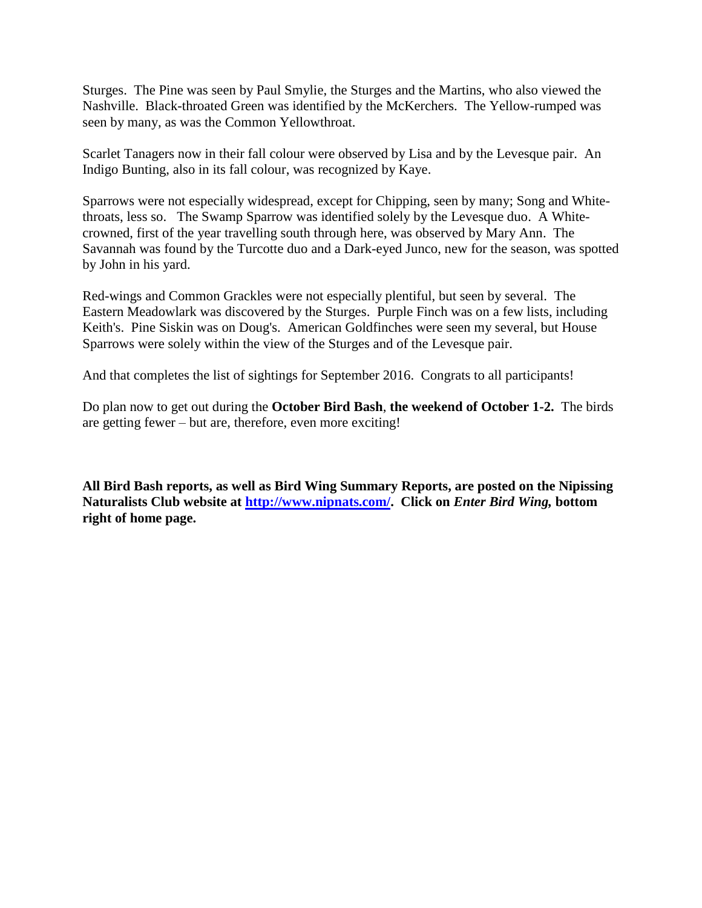Sturges. The Pine was seen by Paul Smylie, the Sturges and the Martins, who also viewed the Nashville. Black-throated Green was identified by the McKerchers. The Yellow-rumped was seen by many, as was the Common Yellowthroat.

Scarlet Tanagers now in their fall colour were observed by Lisa and by the Levesque pair. An Indigo Bunting, also in its fall colour, was recognized by Kaye.

Sparrows were not especially widespread, except for Chipping, seen by many; Song and White-throats, less so. The Swamp Sparrow was identified solely by the Levesque duo. A White-crowned, first of the year travelling south through here, was observed by Mary Ann. The Savannah was found by the Turcotte duo and a Dark-eyed Junco, new for the season, was spotted by John in his yard.

Red-wings and Common Grackles were not especially plentiful, but seen by several. The Eastern Meadowlark was discovered by the Sturges. Purple Finch was on a few lists, including Keith's. Pine Siskin was on Doug's. American Goldfinches were seen my several, but House Sparrows were solely within the view of the Sturges and of the Levesque pair.

And that completes the list of sightings for September 2016. Congrats to all participants!

Do plan now to get out during the **October Bird Bash**, **the weekend of October 1-2.** The birds are getting fewer – but are, therefore, even more exciting!

**All Bird Bash reports, as well as Bird Wing Summary Reports, are posted on the Nipissing Naturalists Club website at [http://www.nipnats.com/](http://www.nipnats.com/). Click on *Enter Bird Wing,* bottom right of home page.**